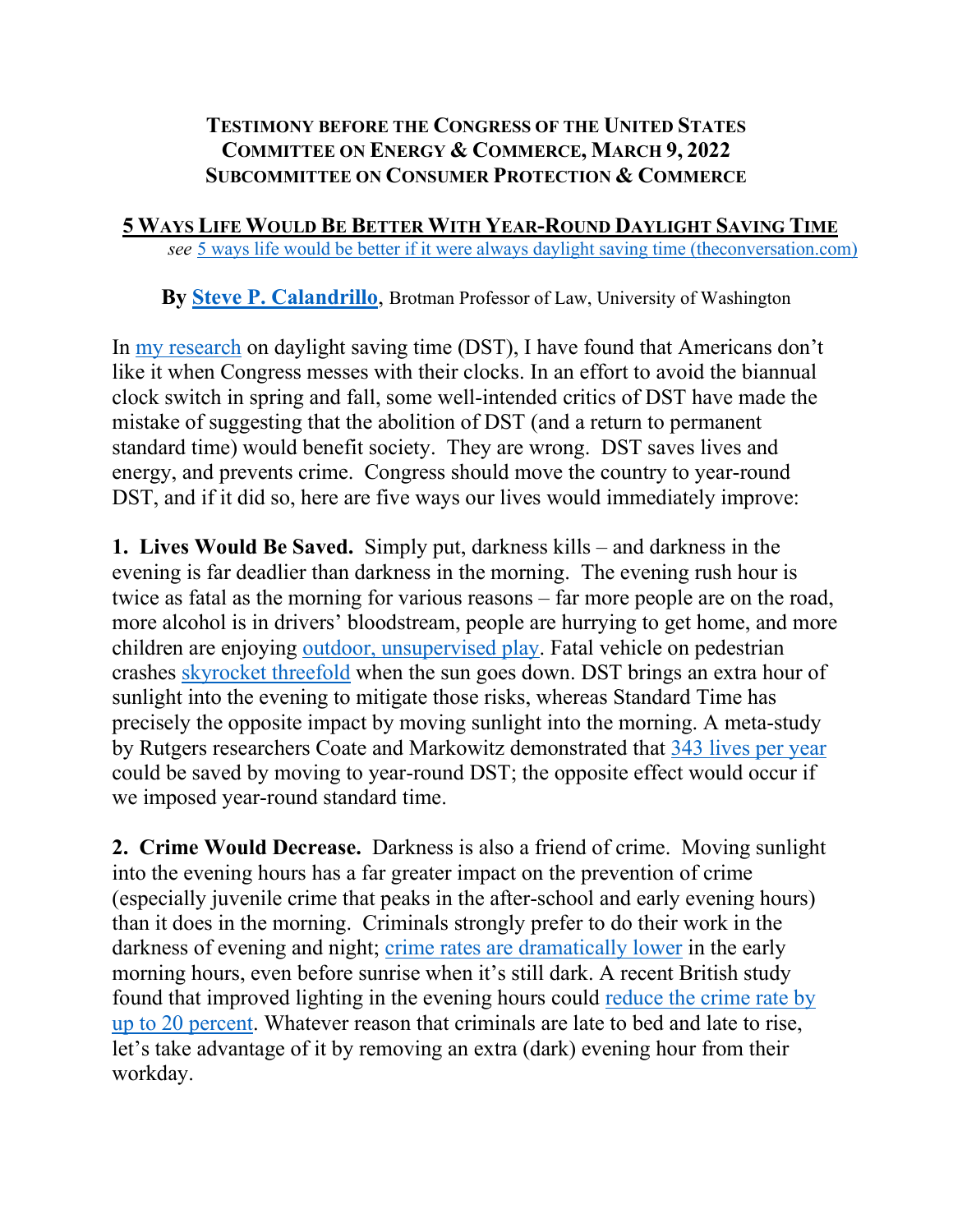**TESTIMONY BEFORE THE CONGRESS OF THE UNITED STATES**
**COMMITTEE ON ENERGY & COMMERCE, MARCH 9, 2022**
**SUBCOMMITTEE ON CONSUMER PROTECTION & COMMERCE**

# 5 WAYS LIFE WOULD BE BETTER WITH YEAR-ROUND DAYLIGHT SAVING TIME

*see* 5 ways life would be better if it were always daylight saving time (theconversation.com)

**By Steve P. Calandrillo**, Brotman Professor of Law, University of Washington

In my research on daylight saving time (DST), I have found that Americans don't like it when Congress messes with their clocks. In an effort to avoid the biannual clock switch in spring and fall, some well-intended critics of DST have made the mistake of suggesting that the abolition of DST (and a return to permanent standard time) would benefit society. They are wrong. DST saves lives and energy, and prevents crime. Congress should move the country to year-round DST, and if it did so, here are five ways our lives would immediately improve:

**1. Lives Would Be Saved.** Simply put, darkness kills – and darkness in the evening is far deadlier than darkness in the morning. The evening rush hour is twice as fatal as the morning for various reasons – far more people are on the road, more alcohol is in drivers' bloodstream, people are hurrying to get home, and more children are enjoying outdoor, unsupervised play. Fatal vehicle on pedestrian crashes skyrocket threefold when the sun goes down. DST brings an extra hour of sunlight into the evening to mitigate those risks, whereas Standard Time has precisely the opposite impact by moving sunlight into the morning. A meta-study by Rutgers researchers Coate and Markowitz demonstrated that 343 lives per year could be saved by moving to year-round DST; the opposite effect would occur if we imposed year-round standard time.

**2. Crime Would Decrease.** Darkness is also a friend of crime. Moving sunlight into the evening hours has a far greater impact on the prevention of crime (especially juvenile crime that peaks in the after-school and early evening hours) than it does in the morning. Criminals strongly prefer to do their work in the darkness of evening and night; crime rates are dramatically lower in the early morning hours, even before sunrise when it's still dark. A recent British study found that improved lighting in the evening hours could reduce the crime rate by up to 20 percent. Whatever reason that criminals are late to bed and late to rise, let's take advantage of it by removing an extra (dark) evening hour from their workday.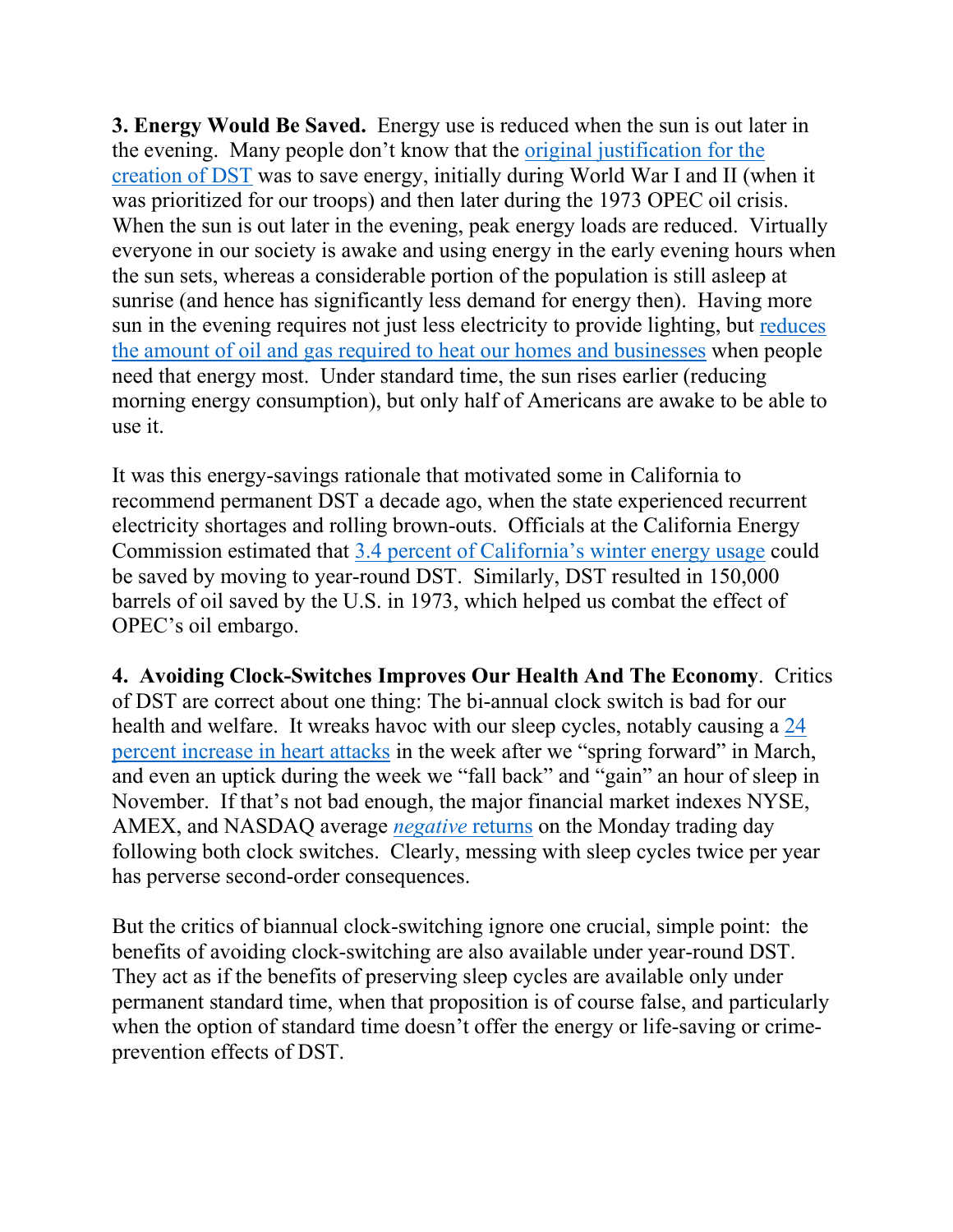**3. Energy Would Be Saved.** Energy use is reduced when the sun is out later in the evening. Many people don't know that the original justification for the creation of DST was to save energy, initially during World War I and II (when it was prioritized for our troops) and then later during the 1973 OPEC oil crisis. When the sun is out later in the evening, peak energy loads are reduced. Virtually everyone in our society is awake and using energy in the early evening hours when the sun sets, whereas a considerable portion of the population is still asleep at sunrise (and hence has significantly less demand for energy then). Having more sun in the evening requires not just less electricity to provide lighting, but reduces the amount of oil and gas required to heat our homes and businesses when people need that energy most. Under standard time, the sun rises earlier (reducing morning energy consumption), but only half of Americans are awake to be able to use it.

It was this energy-savings rationale that motivated some in California to recommend permanent DST a decade ago, when the state experienced recurrent electricity shortages and rolling brown-outs. Officials at the California Energy Commission estimated that 3.4 percent of California's winter energy usage could be saved by moving to year-round DST. Similarly, DST resulted in 150,000 barrels of oil saved by the U.S. in 1973, which helped us combat the effect of OPEC's oil embargo.

**4. Avoiding Clock-Switches Improves Our Health And The Economy**. Critics of DST are correct about one thing: The bi-annual clock switch is bad for our health and welfare. It wreaks havoc with our sleep cycles, notably causing a 24 percent increase in heart attacks in the week after we "spring forward" in March, and even an uptick during the week we "fall back" and "gain" an hour of sleep in November. If that's not bad enough, the major financial market indexes NYSE, AMEX, and NASDAQ average *negative* returns on the Monday trading day following both clock switches. Clearly, messing with sleep cycles twice per year has perverse second-order consequences.

But the critics of biannual clock-switching ignore one crucial, simple point: the benefits of avoiding clock-switching are also available under year-round DST. They act as if the benefits of preserving sleep cycles are available only under permanent standard time, when that proposition is of course false, and particularly when the option of standard time doesn't offer the energy or life-saving or crime-prevention effects of DST.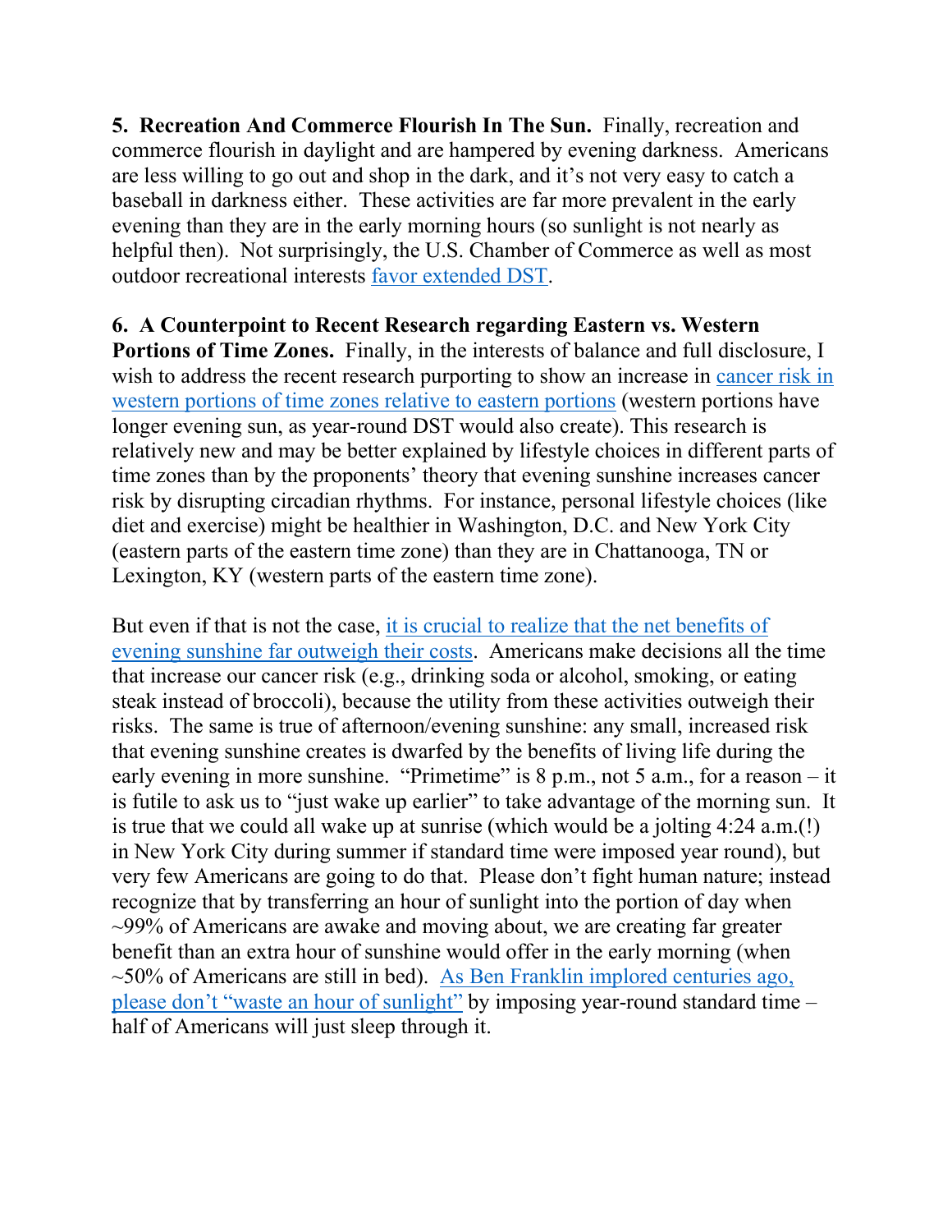**5. Recreation And Commerce Flourish In The Sun.** Finally, recreation and commerce flourish in daylight and are hampered by evening darkness. Americans are less willing to go out and shop in the dark, and it's not very easy to catch a baseball in darkness either. These activities are far more prevalent in the early evening than they are in the early morning hours (so sunlight is not nearly as helpful then). Not surprisingly, the U.S. Chamber of Commerce as well as most outdoor recreational interests favor extended DST.

**6. A Counterpoint to Recent Research regarding Eastern vs. Western Portions of Time Zones.** Finally, in the interests of balance and full disclosure, I wish to address the recent research purporting to show an increase in cancer risk in western portions of time zones relative to eastern portions (western portions have longer evening sun, as year-round DST would also create). This research is relatively new and may be better explained by lifestyle choices in different parts of time zones than by the proponents' theory that evening sunshine increases cancer risk by disrupting circadian rhythms. For instance, personal lifestyle choices (like diet and exercise) might be healthier in Washington, D.C. and New York City (eastern parts of the eastern time zone) than they are in Chattanooga, TN or Lexington, KY (western parts of the eastern time zone).

But even if that is not the case, it is crucial to realize that the net benefits of evening sunshine far outweigh their costs. Americans make decisions all the time that increase our cancer risk (e.g., drinking soda or alcohol, smoking, or eating steak instead of broccoli), because the utility from these activities outweigh their risks. The same is true of afternoon/evening sunshine: any small, increased risk that evening sunshine creates is dwarfed by the benefits of living life during the early evening in more sunshine. "Primetime" is 8 p.m., not 5 a.m., for a reason – it is futile to ask us to "just wake up earlier" to take advantage of the morning sun. It is true that we could all wake up at sunrise (which would be a jolting 4:24 a.m.(!) in New York City during summer if standard time were imposed year round), but very few Americans are going to do that. Please don't fight human nature; instead recognize that by transferring an hour of sunlight into the portion of day when ~99% of Americans are awake and moving about, we are creating far greater benefit than an extra hour of sunshine would offer in the early morning (when ~50% of Americans are still in bed). As Ben Franklin implored centuries ago, please don't "waste an hour of sunlight" by imposing year-round standard time – half of Americans will just sleep through it.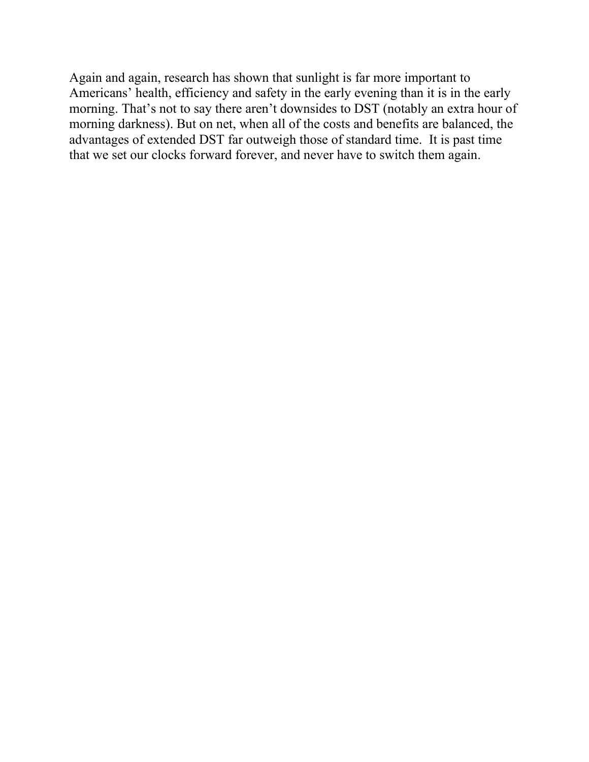Again and again, research has shown that sunlight is far more important to Americans' health, efficiency and safety in the early evening than it is in the early morning. That's not to say there aren't downsides to DST (notably an extra hour of morning darkness). But on net, when all of the costs and benefits are balanced, the advantages of extended DST far outweigh those of standard time. It is past time that we set our clocks forward forever, and never have to switch them again.